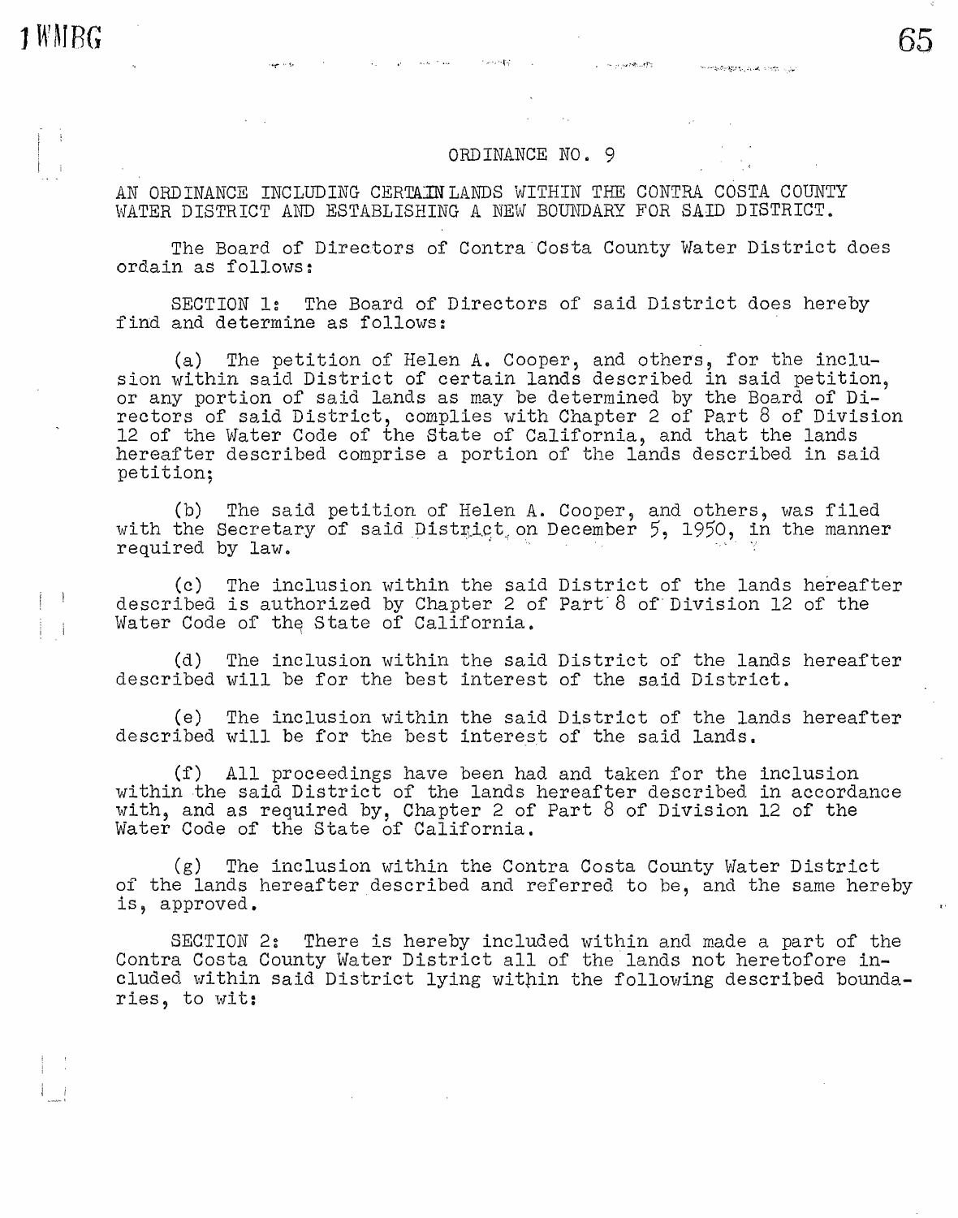## ORDINANCE NO. 9

AN ORDINANCE INCLUDING CERTAIN LANDS WITHIN THE CONTRA COSTA COUNTY WATER DISTRICT AND ESTABLISHING A NEW BOUNDARY FOR SAID DISTRICT.

The Board of Directors of Contra Costa County Water District does ordain as follows:

SECTION 1: The Board of Directors of said District does hereby find and determine as follows:

(a) The petition of Helen A. Cooper, and others, for the inclusion within said District of certain lands described in said petition, or any portion of said lands as may be determined by the Board of Directors of said District, complies with Chapter 2 of Part 8 of Division 12 of the Water Code of the State of California, and that the lands hereafter described comprise a portion of the lands described in said petition;

(b) The said petition of Helen A. Cooper, and others, was filed with the Secretary of said District on December 5, 1950, in the manner required by law.

(c) The inclusion within the said District of the lands hereafter described is authorized by Chapter 2 of Part 8 of Division 12 of the Water Code of the State of California.

(d) The inclusion within the said District of the lands hereafter described will be for the best interest of the said District.

(e) The inclusion within the said District of the lands hereafter described will be for the best interest of the said lands.

(f) All proceedings have been had and taken for the inclusion within the said District of the lands hereafter described in accordance with, and as required by, Chapter 2 of Part 8 of Division 12 of the Water Code of the State of California.

(g) The inclusion within the Contra Costa County Water District of the lands hereafter described and referred to be, and the same hereby is, approved.

SECTION 2: There is hereby included within and made a part of the Contra Costa County Water District all of the lands not heretofore included within said District lying within the following described boundaries, to wit: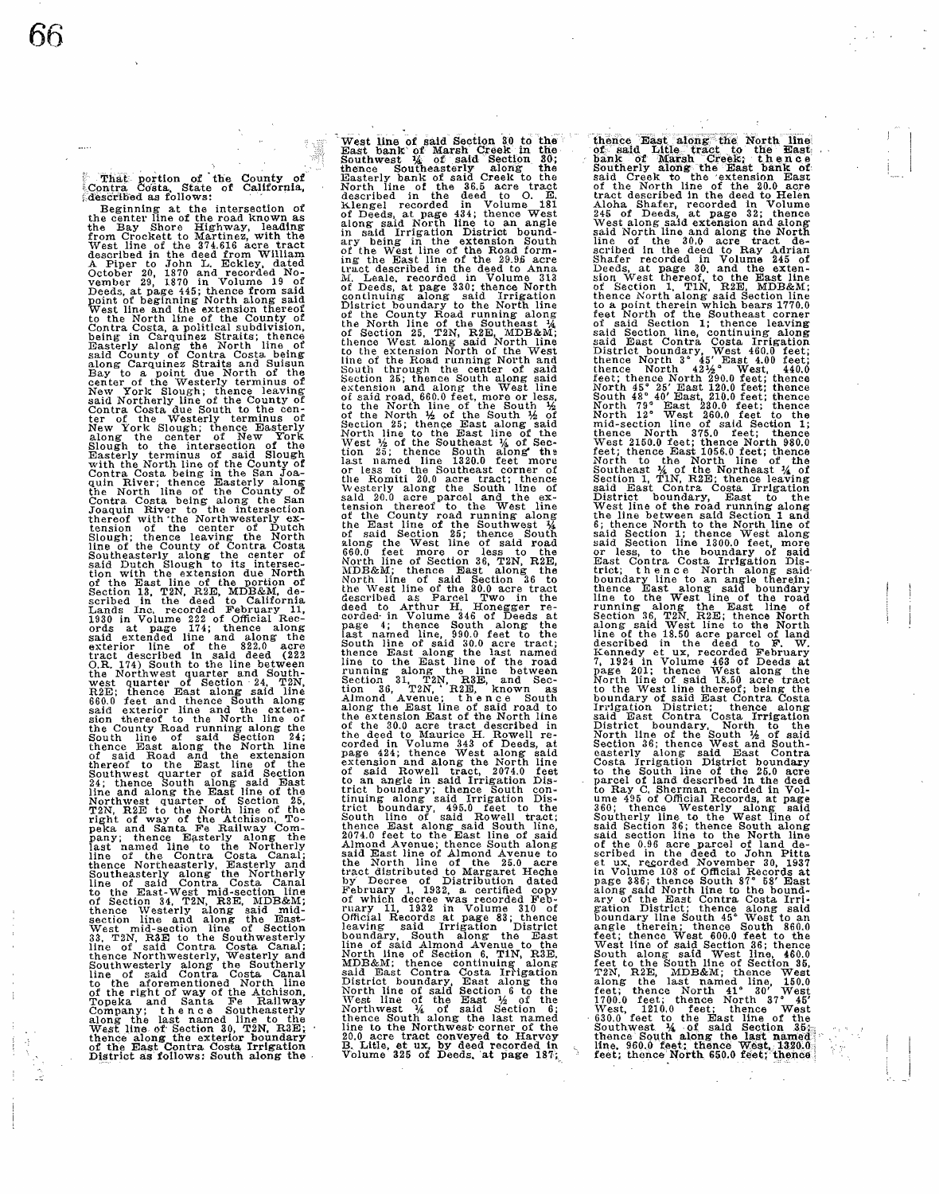That portion of the County of Contra Costa, State of California, described as follows:

Beginning at the intersection of the center line of the road known as the Bay Shore Highway, leading from Crockett to Martinez, with the West line of the 374.616 acre tract described in the deed from William A Piper to John L. Eckley, dated October 20, 1870 and recorded November 29, 1870 in Volume 19 of Deeds, at page 445; thence from said point of beginning North along said West line and the extension thereof to the North line of the County of Contra Costa, a political subdivision, being in Carquinez Straits; thence Easterly along the North line of said County of Contra Costa being along Carquinez Straits and Suisun Bay to a point due North of the center of the Westerly terminus of New York Slough; thence leaving said Northerly line of the County of Contra Costa due South to the center of the Westerly terminus of New York Slough; thence Easterly along the center of New York Slough to the intersection of the Easterly terminus of said Slough with the North line of the County of Contra Costa being in the San Joaquin River; thence Easterly along the North line of the County of Contra Costa being along the San Joaquin River to the intersection thereof with the Northwesterly extension of the center of Dutch Slough; thence leaving the North line of the County of Contra Costa Southeasterly along the center of said Dutch Slough to its intersection with the extension due North of the East line of the portion of Section 13, T2N, R2E, MDB&M, described in the deed to California Lands Inc. recorded February 11, 1930 in Volume 222 of Official Records at page 174; thence along said extended line and along the exterior line of the 822.0 acre tract described in said deed (222 O.R. 174) South to the line between the Northwest quarter and Southwest quarter of Section 24, T2N, R2E; thence East along said line 660.0 feet and thence South along said exterior line and the extension thereof to the North line of the County Road running along the South line of said Section 24; thence East along the North line of said Road and the extension thereof to the East line of the Southwest quarter of said Section 24; thence South along said East line and along the East line of the Northwest quarter of Section 25, T2N, R2E to the North line of the right of way of the Atchison, Topeka and Santa Fe Railway Company; thence Easterly along the last named line to the Northerly line of the Contra Costa Canal; thence Northeasterly, Easterly and Southeasterly along the Northerly line of said Contra Costa Canal to the East-West mid-section line of Section 34, T2N, R3E, MDB&M; thence Westerly along said mid-section line and along the East-West mid-section line of Section 33, T2N, R3E to the Southwesterly line of said Contra Costa Canal; thence Northwesterly, Westerly and Southwesterly along the Southerly line of said Contra Costa Canal to the aforementioned North line of the right of way of the Atchison, Topeka and Santa Fe Railway Company; thence Southeasterly along the last named line to the West line of Section 30, T2N, R3E; thence along the exterior boundary of the East Contra Costa Irrigation District as follows: South along the West line of said Section 30 to the East bank of Marsh Creek in the Southwest ¼ of said Section 30; thence Southeasterly along the Easterly bank of said Creek to the North line of the 36.5 acre tract described in the deed to O. E. Klengel recorded in Volume 181 of Deeds, at page 434; thence West along said North line to an angle in said Irrigation District boundary being in the extension South of the West line of the Road forming the East line of the 29.95 acre tract described in the deed to Anna M. Leale, recorded in Volume 313 of Deeds, at page 330; thence North continuing along said Irrigation District boundary to the North line of the County Road running along the North line of the Southeast ¼ of Section 25, T2N, R2E, MDB&M; thence West along said North line to the extension North of the West line of the Road running North and South through the center of said Section 25; thence South along said extension and along the West line of said road, 660.0 feet, more or less, to the North line of the South ½ of the North ½ of the South ½ of Section 25; thence East along said North line to the East line of the West ½ of the Southeast ¼ of Section 25; thence South along the last named line 1320.0 feet more or less to the Southeast corner of the Romiti 20.0 acre tract; thence Westerly along the South line of said 20.0 acre parcel and the extension thereof to the West line of the County road running along the East line of the Southwest ¼ of said Section 25; thence South along the West line of said road 660.0 feet more or less to the North line of Section 36, T2N, R2E, MDB&M; thence East along the North line of said Section 36 to the West line of the 30.0 acre tract described as Parcel Two in the deed to Arthur H. Honegger recorded in Volume 346 of Deeds at page 4; thence South along the last named line, 990.0 feet to the South line of said 30.0 acre tract; thence East along the last named line to the East line of the road running along the line between Section 31, T2N, R3E, and Section 36, T2N, R2E, known as Almond Avenue; thence South along the East line of said road to the extension East of the North line of the 30.0 acre tract described in the deed to Maurice H. Rowell recorded in Volume 343 of Deeds, at page 424; thence West along said extension and along the North line of said Rowell tract, 2074.0 feet to an angle in said Irrigation District boundary; thence South continuing along said Irrigation District boundary, 495.0 feet to the South line of said Rowell tract; thence East along said South line, 2074.0 feet to the East line of said Almond avenue; thence South along said East line of Almond Avenue to the North line of the 25.0 acre tract distributed to Margaret Heche by Decree of Distribution dated February 1, 1932, a certified copy of which decree was recorded February 11, 1932 in Volume 310 of Official Records at page 83; thence leaving said Irrigation District boundary, South along the East line of said Almond Avenue to the North line of Section 6, T1N, R3E, MDB&M; thence continuing along said East Contra Costa Irrigation District boundary, East along the North line of said Section 6 to the West line of the East ½ of the Northwest ¼ of said Section 6; thence South along the last named line to the Northwest corner of the 20.0 acre tract conveyed to Harvey B. Little, et ux, by deed recorded in Volume 325 of Deeds, at page 187; thence East along the North line of said Little tract to the East bank of Marsh Creek; thence Southerly along the East bank of said Creek to the extension East of the North line of the 20.0 acre tract described in the deed to Helen Aloha Shafer, recorded in Volume 245 of Deeds, at page 32; thence West along said extension and along said North line and along the North line of the 30.0 acre tract described in the deed to Ray Adrian Shafer recorded in Volume 245 of Deeds, at page 30, and the extension West thereof, to the East line of Section 1, T1N, R2E, MDB&M; thence North along said Section line to a point therein which bears 1770.0 feet North of the Southeast corner of said Section 1; thence leaving said Section line, continuing along said East Contra Costa Irrigation District boundary, West 460.0 feet; thence North 3° 45' East 4.00 feet; thence North 42½° West, 440.0 feet; thence North 290.0 feet; thence North 45° 25' East 120.0 feet; thence South 48° 40' East, 210.0 feet; thence North 79° East 230.0 feet; thence North 12° West 260.0 feet to the mid-section line of said Section 1; thence North 375.0 feet; thence West 2150.0 feet; thence North 980.0 feet; thence East 1056.0 feet; thence North to the North line of the Southeast ¼ of the Northeast ¼ of Section 1, T1N, R2E; thence leaving said East Contra Costa Irrigation District boundary, East to the West line of the road running along the line between said Section 1 and 6; thence North to the North line of said Section 1; thence West along said Section line 1300.0 feet, more or less, to the boundary of said East Contra Costa Irrigation District; thence North along said boundary line to an angle therein; thence East along said boundary line to the West line of the road running along the East line of Section 36, T2N, R2E; thence North along said West line to the North line of the 18.50 acre parcel of land described in the deed to F. W. Kennedy et ux, recorded February 7, 1924 in Volume 463 of Deeds at page 201; thence West along the North line of said 18.50 acre tract to the West line thereof; being the boundary of said East Contra Costa Irrigation District; thence along said East Contra Costa Irrigation District boundary, North to the North line of the South ½ of said Section 36; thence West and Southeasterly along said East Contra Costa Irrigation District boundary to the South line of the 25.0 acre parcel of land described in the deed to Ray C. Sherman recorded in Volume 495 of Official Records, at page 360; thence Westerly along said Southerly line to the West line of said Section 36; thence South along said section line to the North line of the 0.96 acre parcel of land described in the deed to John Pitta et ux, recorded November 30, 1937 in Volume 108 of Official Records at page 386; thence South 87° 58' East along said North line to the boundary of the East Contra Costa Irrigation District; thence along said boundary line South 45° West to an angle therein; thence South 860.0 feet; thence West 600.0 feet to the West line of said Section 36; thence South along said West line, 460.0 feet to the South line of Section 35, T2N, R2E, MDB&M; thence West along the last named line, 150.0 feet; thence North 41° 30' West 1700.0 feet; thence North 37° 45' West, 1210.0 feet; thence West 630.0 feet to the East line of the Southwest ¼ of said Section 35; thence South along the last named line, 960.0 feet; thence West, 1320.0 feet; thence North 650.0 feet; thence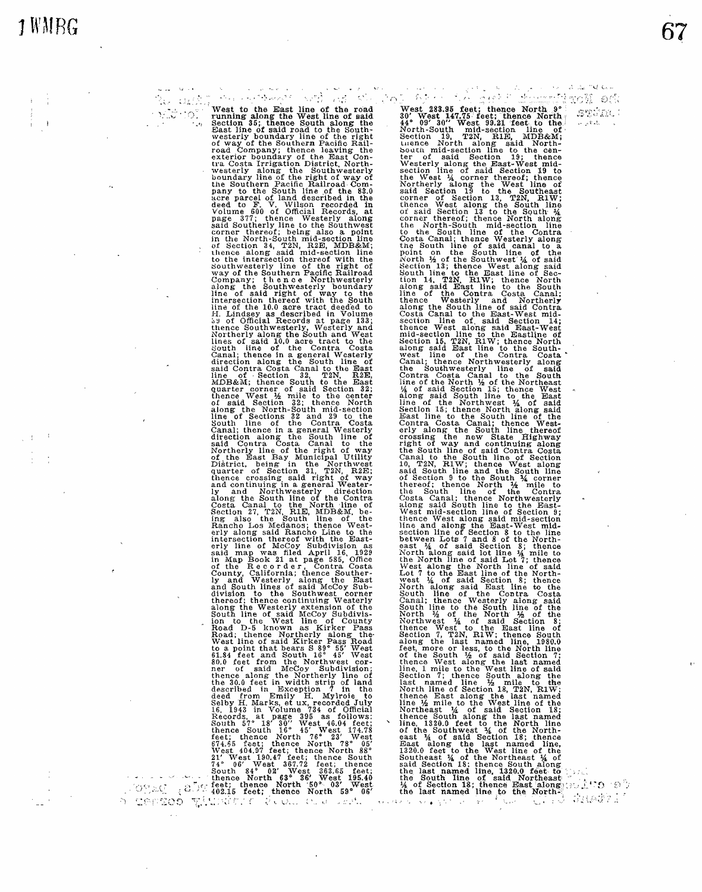West to the East line of the road running along the West line of said Section 35; thence South along the East line of said road to the Southwesterly boundary line of the right of way of the Southern Pacific Railroad Company; thence leaving the exterior boundary of the East Contra Costa Irrigation District, Northwesterly along the Southwesterly boundary line of the right of way of the Southern Pacific Railroad Company to the South line of the 83.0 acre parcel of land described in the deed to F. V. Wilson recorded in Volume 600 of Official Records, at page 377; thence Westerly along said Southerly line to the Southwest corner thereof; being also a point in the North-South mid-section line of Section 34, T2N, R2E, MDB&M; thence along said mid-section line to the intersection thereof with the Southwesterly line of the right of way of the Southern Pacific Railroad Company; thence Northwesterly along the Southwesterly boundary line of said right of way to the intersection thereof with the South line of the 10.0 acre tract deeded to H. Lindsey as described in Volume 59 of Official Records at page 133; thence Southwesterly, Westerly and Northerly along the South and West lines of said 10.0 acre tract to the South line of the Contra Costa Canal; thence in a general Westerly direction along the South line of said Contra Costa Canal to the East line of Section 32, T2N, R2E, MDB&M; thence South to the East quarter corner of said Section 32; thence West ½ mile to the center of said Section 32; thence North along the North-South mid-section line of Sections 32 and 29 to the South line of the Contra Costa Canal; thence in a general Westerly direction along the South line of said Contra Costa Canal to the Northerly line of the right of way of the East Bay Municipal Utility District, being in the Northwest quarter of Section 31, T2N, R2E; thence crossing said right of way and continuing in a general Westerly and Northwesterly direction along the South line of the Contra Costa Canal to the North line of Section 27, T2N, R1E, MDB&M, being also the South line of the Rancho Los Medanos; thence Westerly along said Rancho Line to the intersection thereof with the Easterly line of McCoy Subdivision as said map was filed April 16, 1929 in Map Book 21 at page 585, Office of the Recorder, Contra Costa County, California; thence Southerly and Westerly along the East and South lines of said McCoy Subdivision to the Southwest corner thereof; thence continuing Westerly along the Westerly extension of the South line of said McCoy Subdivision to the West line of County Road D-5 known as Kirker Pass Road; thence Northerly along the West line of said Kirker Pass Road to a point that bears S 89° 55′ West 61.84 feet and South 16° 45′ West 80.0 feet from the Northwest corner of said McCoy Subdivision; thence along the Northerly line of the 30.0 feet in width strip of land described in Exception 7 in the deed from Emily H. Mylroie to Selby H. Marks, et ux, recorded July 16, 1943 in Volume 734 of Official Records, at page 395 as follows: South 57° 18′ 30″ West 46.04 feet; thence South 16° 45′ West 174.78 feet; thence North 76° 23′ West 674.65 feet; thence North 78° 05′ West 404.97 feet; thence North 88° 21′ West 190.47 feet; thence South 74° 06′ West 367.72 feet; thence South 84° 02′ West 363.65 feet; thence North 63° 36′ West 195.40 feet; thence North 50° 03′ West 402.15 feet; thence North 59° 06′ West 283.95 feet; thence North 9° 30′ West 147.75 feet; thence North 44° 09′ 30″ West 99.21 feet to the North-South mid-section line of Section 19, T2N, R1E, MDB&M; thence North along said North-South mid-section line to the center of said Section 19; thence Westerly along the East-West mid-section line of said Section 19 to the West ¼ corner thereof; thence Northerly along the West line of said Section 19 to the Southeast corner of Section 13, T2N, R1W; thence West along the South line of said Section 13 to the South ¼ corner thereof; thence North along the North-South mid-section line to the South line of the Contra Costa Canal; thence Westerly along the South line of said canal to a point on the South line of the North ½ of the Southwest ¼ of said Section 13; thence West along said South line to the East line of Section 14, T2N, R1W; thence North along said East line to the South line of the Contra Costa Canal; thence Westerly and Northerly along the South line of said Contra Costa Canal to the East-West mid-section line of said Section 14; thence West along said East-West mid-section line to the Eastline of Section 15, T2N, R1W; thence North along said East line to the Southwest line of the Contra Costa Canal; thence Northwesterly along the Southwesterly line of said Contra Costa Canal to the South line of the North ½ of the Northeast ¼ of said Section 15; thence West along said South line to the East line of the Northwest ¼ of said Section 15; thence North along said East line to the South line of the Contra Costa Canal; thence Westerly along the South line thereof crossing the new State Highway right of way and continuing along the South line of said Contra Costa Canal to the South line of Section 10, T2N, R1W; thence West along said South line and the South line of Section 9 to the South ¼ corner thereof; thence North ¼ mile to the South line of the Contra Costa Canal; thence Northwesterly along said South line to the East-West mid-section line of Section 9; thence West along said mid-section line and along the East-West mid-section line of Section 8 to the line between Lots 7 and 8 of the Northeast ¼ of said Section 8; thence North along said lot line ¼ mile to the North line of said Lot 7; thence West along the North line of said Lot 7 to the East line of the Northwest ¼ of said Section 8; thence North along said East line to the South line of the Contra Costa Canal; thence Westerly along said South line to the South line of the North ½ of the North ½ of the Northwest ¼ of said Section 8; thence West to the East line of Section 7, T2N, R1W; thence South along the last named line, 1980.0 feet, more or less, to the North line of the South ½ of said Section 7; thence West along the last named line, 1 mile to the West line of said Section 7; thence South along the last named line ½ mile to the North line of Section 18, T2N, R1W; thence East along the last named line ½ mile to the West line of the Northeast ¼ of said Section 18; thence South along the last named line, 1320.0 feet to the North line of the Southwest ¼ of the Northeast ¼ of said Section 18; thence East along the last named line, 1320.0 feet to the West line of the Southeast ¼ of the Northeast ¼ of said Section 18; thence South along the last named line, 1320.0 feet to the South line of said Northeast ¼ of Section 18; thence East along the last named line to the North-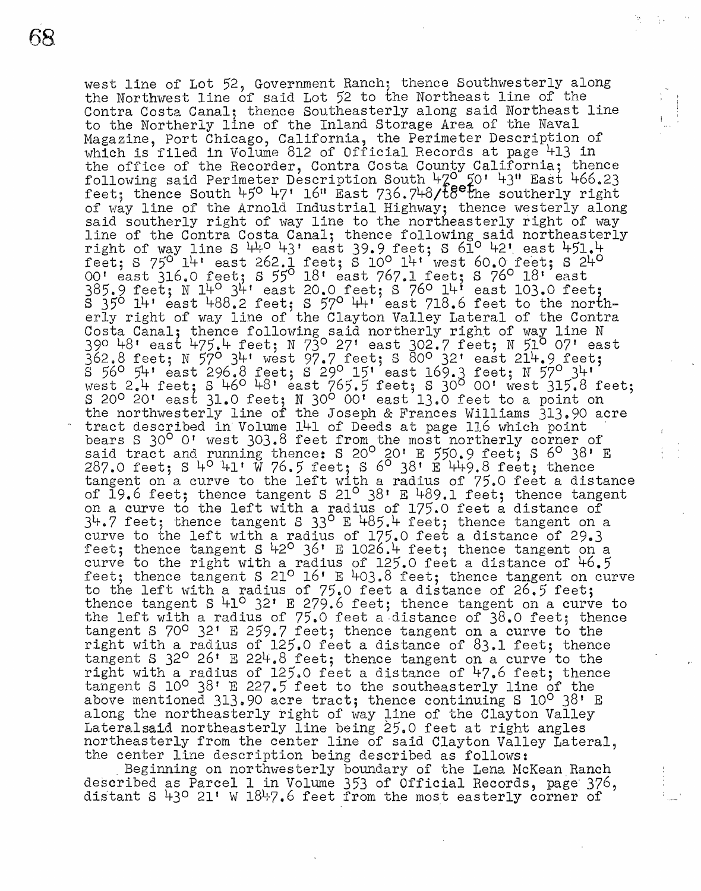west line of Lot 52, Government Ranch; thence Southwesterly along the Northwest line of said Lot 52 to the Northeast line of the Contra Costa Canal; thence Southeasterly along said Northeast line to the Northerly line of the Inland Storage Area of the Naval Magazine, Port Chicago, California, the Perimeter Description of which is filed in Volume 812 of Official Records at page 413 in the office of the Recorder, Contra Costa County California; thence following said Perimeter Description South 47° 50' 43" East 466.23 feet; thence South 45° 47' 16" East 736.748 feet to the southerly right of way line of the Arnold Industrial Highway; thence westerly along said southerly right of way line to the northeasterly right of way line of the Contra Costa Canal; thence following said northeasterly right of way line S 44° 43' east 39.9 feet; S 61° 42' east 451.4 feet; S 75° 14' east 262.1 feet; S 10° 14' west 60.0 feet; S 24° 00' east 316.0 feet; S 55° 18' east 767.1 feet; S 76° 18' east 385.9 feet; N 14° 34' east 20.0 feet; S 76° 14' east 103.0 feet; S 35° 14' east 488.2 feet; S 57° 44' east 718.6 feet to the northerly right of way line of the Clayton Valley Lateral of the Contra Costa Canal; thence following said northerly right of way line N 39° 48' east 475.4 feet; N 73° 27' east 302.7 feet; N 51° 07' east 362.8 feet; N 57° 34' west 97.7 feet; S 80° 32' east 214.9 feet; S 56° 54' east 296.8 feet; S 29° 15' east 169.3 feet; N 57° 34' west 2.4 feet; S 46° 48' east 765.5 feet; S 30° 00' west 315.8 feet; S 20° 20' east 31.0 feet; N 30° 00' east 13.0 feet to a point on the northwesterly line of the Joseph & Frances Williams 313.90 acre tract described in Volume 141 of Deeds at page 116 which point bears S 30° 0' west 303.8 feet from the most northerly corner of said tract and running thence: S 20° 20' E 550.9 feet; S 6° 38' E 287.0 feet; S 4° 41' W 76.5 feet; S 6° 38' E 449.8 feet; thence tangent on a curve to the left with a radius of 75.0 feet a distance of 19.6 feet; thence tangent S 21° 38' E 489.1 feet; thence tangent on a curve to the left with a radius of 175.0 feet a distance of 34.7 feet; thence tangent S 33° E 485.4 feet; thence tangent on a curve to the left with a radius of 175.0 feet a distance of 29.3 feet; thence tangent S 42° 36' E 1026.4 feet; thence tangent on a curve to the right with a radius of 125.0 feet a distance of 46.5 feet; thence tangent S 21° 16' E 403.8 feet; thence tangent on curve to the left with a radius of 75.0 feet a distance of 26.5 feet; thence tangent S 41° 32' E 279.6 feet; thence tangent on a curve to the left with a radius of 75.0 feet a distance of 38.0 feet; thence tangent S 70° 32' E 259.7 feet; thence tangent on a curve to the right with a radius of 125.0 feet a distance of 83.1 feet; thence tangent S 32° 26' E 224.8 feet; thence tangent on a curve to the right with a radius of 125.0 feet a distance of 47.6 feet; thence tangent S 10° 38' E 227.5 feet to the southeasterly line of the above mentioned 313.90 acre tract; thence continuing S 10° 38' E along the northeasterly right of way line of the Clayton Valley Lateralsaid northeasterly line being 25.0 feet at right angles northeasterly from the center line of said Clayton Valley Lateral, the center line description being described as follows:

Beginning on northwesterly boundary of the Lena McKean Ranch described as Parcel 1 in Volume 353 of Official Records, page 376, distant S 43° 21' W 1847.6 feet from the most easterly corner of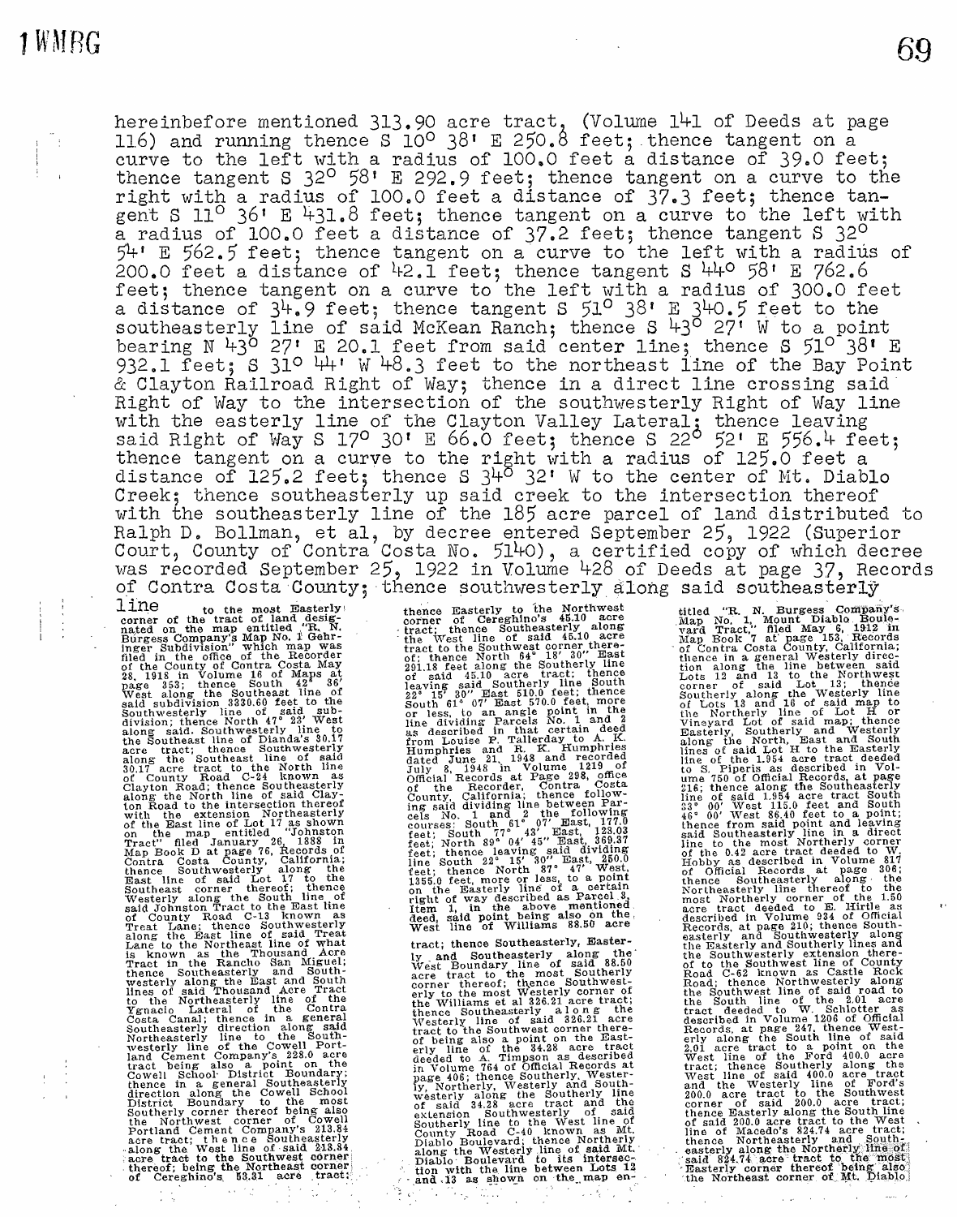hereinbefore mentioned 313.90 acre tract, (Volume 141 of Deeds at page 116) and running thence S 10° 38' E 250.8 feet; thence tangent on a curve to the left with a radius of 100.0 feet a distance of 39.0 feet; thence tangent S 32° 58' E 292.9 feet; thence tangent on a curve to the right with a radius of 100.0 feet a distance of 37.3 feet; thence tangent S 11° 36' E 431.8 feet; thence tangent on a curve to the left with a radius of 100.0 feet a distance of 37.2 feet; thence tangent S 32° 54' E 562.5 feet; thence tangent on a curve to the left with a radius of 200.0 feet a distance of 42.1 feet; thence tangent S 44° 58' E 762.6 feet; thence tangent on a curve to the left with a radius of 300.0 feet a distance of 34.9 feet; thence tangent S 51° 38' E 340.5 feet to the southeasterly line of said McKean Ranch; thence S 43° 27' W to a point bearing N 43° 27' E 20.1 feet from said center line; thence S 51° 38' E 932.1 feet; S 31° 44' W 48.3 feet to the northeast line of the Bay Point & Clayton Railroad Right of Way; thence in a direct line crossing said Right of Way to the intersection of the southwesterly Right of Way line with the easterly line of the Clayton Valley Lateral; thence leaving said Right of Way S 17° 30' E 66.0 feet; thence S 22° 52' E 556.4 feet; thence tangent on a curve to the right with a radius of 125.0 feet a distance of 125.2 feet; thence S 34° 32' W to the center of Mt. Diablo Creek; thence southeasterly up said creek to the intersection thereof with the southeasterly line of the 185 acre parcel of land distributed to Ralph D. Bollman, et al, by decree entered September 25, 1922 (Superior Court, County of Contra Costa No. 5140), a certified copy of which decree was recorded September 25, 1922 in Volume 428 of Deeds at page 37, Records of Contra Costa County; thence southwesterly along said southeasterly line to the most Easterly corner of the tract of land designated on the map entitled "R. N. Burgess Company's Map No. 1 Gehringer Subdivision" which map was filed in the office of the Recorder of the County of Contra Costa May 28, 1918 in Volume 16 of Maps at page 353; thence South 42° 36' West along the Southeast line of said subdivision 3330.60 feet to the Southwesterly line of said subdivision; thence North 47° 23' West along said Southwesterly line to the Southeast line of Dianda's 30.17 acre tract; thence Southwesterly along the Southeast line of said 30.17 acre tract to the North line of County Road C-24 known as Clayton Road; thence Southeasterly along the North line of said Clayton Road to the intersection thereof with the extension Northeasterly of the East line of Lot 17 as shown on the map entitled "Johnston Tract" filed January 26, 1888 in Map Book D at page 76, Records of Contra Costa County, California; thence Southwesterly along the East line of said Lot 17 to the Southeast corner thereof; thence Westerly along the South line of said Johnston Tract to the East line of County Road C-13 known as Treat Lane; thence Southwesterly along the East line of said Treat Lane to the Northeast line of what is known as the Thousand Acre Tract in the Rancho San Miguel; thence Southeasterly and Southwesterly along the East and South lines of said Thousand Acre Tract to the Northeasterly line of the Ygnacio Lateral of the Contra Costa Canal; thence in a general Southeasterly direction along said Northeasterly line to the Southwesterly line of the Cowell Portland Cement Company's 228.0 acre tract being also a point on the Cowell School District Boundary; thence in a general Southeasterly direction along the Cowell School District Boundary to the most Southerly corner thereof being also the Northwest corner of Cowell Portland Cement Company's 213.84 acre tract; thence Southeasterly along the West line of said 213.84 acre tract to the Southwest corner thereof; being the Northeast corner of Cereghino's 53.31 acre tract; thence Easterly to the Northwest corner of Cereghino's 45.10 acre tract; thence Southeasterly along the West line of said 45.10 acre tract to the Southwest corner thereof; thence North 64° 18' 30" East 291.18 feet along the Southerly line of said 45.10 acre tract; thence leaving said Southerly line South 22° 15' 30" East 510.0 feet; thence South 61° 07' East 570.0 feet, more or less, to an angle point in the line dividing Parcels No. 1 and 2 as described in that certain deed from Louise P. Tallerday to A. K. Humphries and R. K. Humphries dated June 21, 1948 and recorded July 8, 1948 in Volume 1219 of Official Records at Page 298, office of the Recorder, Contra Costa County, California; thence following said dividing line between Parcels No. 1 and 2 the following courses: South 61° 07' East, 177.0 feet; South 77° 43' East, 123.03 feet; North 89° 04' 45" East, 369.37 feet; thence leaving said dividing line South 22° 15' 30" East, 250.0 feet; thence North 87° 47' West, 1355.0 feet, more or less, to a point on the Easterly line of a certain right of way described as Parcel 3, Item 1, in the above mentioned deed, said point being also on the West line of Williams 88.50 acre tract; thence Southeasterly, Easterly and Southeasterly along the West Boundary line of said 88.50 acre tract to the most Southerly corner thereof; thence Southwesterly to the most Westerly corner of the Williams et al 326.21 acre tract; thence Southeasterly along the Westerly line of said 326.21 acre tract to the Southwest corner thereof being also a point on the Easterly line of the 34.28 acre tract deeded to A. Timpson as described in Volume 764 of Official Records at page 406; thence Southerly, Westerly, Northerly, Westerly and Southwesterly along the Southerly line of said 34.28 acre tract and the extension Southwesterly of said Southerly line to the West line of County Road C-40 known as Mt. Diablo Boulevard; thence Northerly along the Westerly line of said Mt. Diablo Boulevard to its intersection with the line between Lots 12 and 13 as shown on the map entitled "R. N. Burgess Company's Map No. 1, Mount Diablo Boulevard Tract," filed May 6, 1912 in Map Book 7 at page 153, Records of Contra Costa County, California; thence in a general Westerly direction along the line between said Lots 12 and 13 to the Northwest corner of said Lot 13; thence Southerly along the Westerly line of Lots 13 and 16 of said map to the Northerly line of Lot H or Vineyard Lot of said map; thence Easterly, Southerly and Westerly along the North, East and South lines of said Lot H to the Easterly line of the 1.954 acre tract deeded to S. Piperis as described in Volume 750 of Official Records, at page 216; thence along the Southeasterly line of said 1.954 acre tract South 33° 00' West 115.0 feet and South 46° 00' West 86.40 feet to a point; thence from said point and leaving said Southeasterly line in a direct line to the most Northerly corner of the 0.42 acre tract deeded to W. Hobby as described in Volume 817 of Official Records at page 306; thence Southeasterly along the Northeasterly line thereof to the most Northerly corner of the 1.50 acre tract deeded to E. Hind as described in Volume 934 of Official Records, at page 210; thence Southeasterly and Southwesterly along the Easterly and Southerly lines and the Southwesterly extension thereof to the Southwest line of County Road C-62 known as Castle Rock Road; thence Northwesterly along the Southwest line of said road to the South line of the 2.01 acre tract deeded to W. Schlotter as described in Volume 1206 of Official Records, at page 247, thence Westerly along the South line of said 2.01 acre tract to a point on the West line of the Ford 400.0 acre tract; thence Southerly along the West line of said 400.0 acre tract and the Westerly line of Ford's 200.0 acre tract to the Southwest corner of said 200.0 acre tract; thence Easterly along the South line of said 200.0 acre tract to the West line of Macedo's 824.74 acre tract; thence Northeasterly and Southeasterly along the Northerly line of said 824.74 acre tract to the most Easterly corner thereof being also the Northeast corner of Mt. Diablo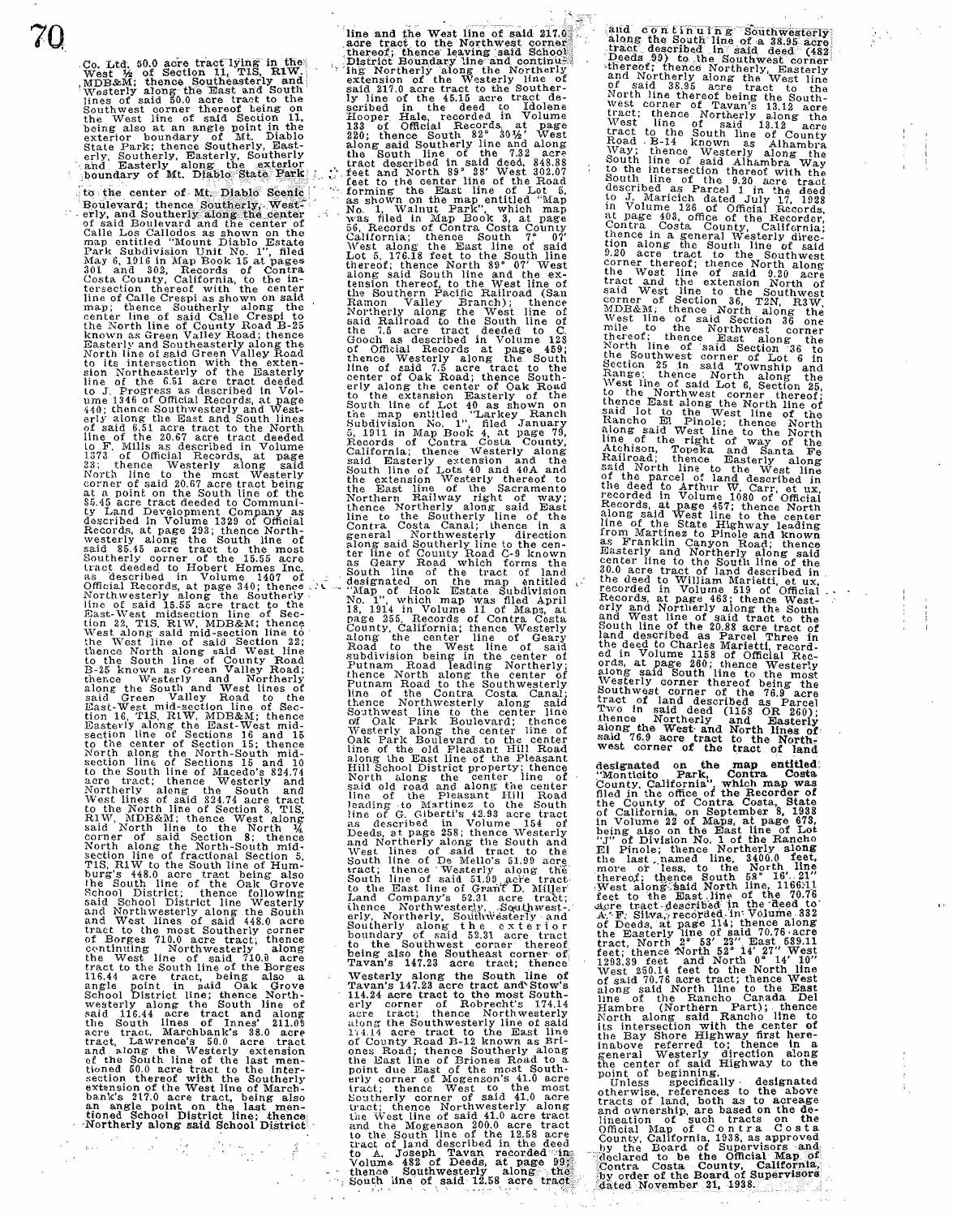Co. Ltd. 50.0 acre tract lying in the West ½ of Section 11, T1S, R1W, MDB&M; thence Southeasterly and Westerly along the East and South lines of said 50.0 acre tract to the Southwest corner thereof being on the West line of said Section 11, being also at an angle point in the exterior boundary of Mt. Diablo State Park; thence Southerly, Easterly, Southerly, Easterly, Southerly and Easterly along the exterior boundary of Mt. Diablo State Park to the center of Mt. Diablo Scenic Boulevard; thence Southerly, Westerly and Southerly along the center of said Boulevard and the center of Calle Los Callodos as shown on the map entitled "Mount Diablo Estate Park Subdivision Unit No. 1", filed May 6, 1916 in Map Book 15 at pages 301 and 302, Records of Contra Costa County, California, to the intersection thereof with the center line of Calle Crespi as shown on said map; thence Southerly along the center line of said Calle Crespi to the North line of County Road B-25 known as Green Valley Road; thence Easterly and Southeasterly along the North line of said Green Valley Road to its intersection with the extension Northeasterly of the Easterly line of the 6.51 acre tract deeded to J. Progress as described in Volume 1346 of Official Records, at page 440; thence Southwesterly and Westerly along the East and South lines of said 6.51 acre tract to the North line of the 20.67 acre tract deeded to F. Mills as described in Volume 1373 of Official Records, at page 33; thence Westerly along said North line to the most Westerly corner of said 20.67 acre tract being at a point on the South line of the 85.45 acre tract deeded to Community Land Development Company as described in Volume 1329 of Official Records, at page 293; thence Northwesterly along the South line of said 85.45 acre tract to the most Southerly corner of the 15.55 acre tract deeded to Hobert Homes Inc. as described in Volume 1407 of Official Records, at page 340; thence Northwesterly along the Southerly line of said 15.55 acre tract to the East-West midsection line of Section 22, T1S, R1W, MDB&M; thence West along said mid-section line to the West line of said Section 22; thence North along said West line to the South line of County Road B-25 known as Green Valley Road; thence Westerly and Northerly along the South and West lines of said Green Valley Road to the East-West mid-section line of Section 16, T1S, R1W, MDB&M; thence Easterly along the East-West midsection line of Sections 16 and 15 to the center of Section 15; thence North along the North-South midsection line of Sections 15 and 10 to the South line of Macedo's 824.74 acre tract; thence Westerly and Northerly along the South and West lines of said 824.74 acre tract to the North line of Section 8, T1S, R1W, MDB&M; thence West along said North line to the North ¼ corner of said Section 8; thence North along the North-South midsection line of fractional Section 5, T1S, R1W to the South line of Humburg's 448.0 acre tract being also the South line of the Oak Grove School District; thence following said School District line Westerly and Northwesterly along the South and West lines of said 448.0 acre tract to the most Southerly corner of Borges 710.0 acre tract; thence continuing Northwesterly along the West line of said 710.0 acre tract to the South line of the Borges 116.44 acre tract, being also a angle point in said Oak Grove School District line; thence Northwesterly along the South line of said 116.44 acre tract and along the South lines of Innes' 211.05 acre tract, Marchbank's 38.0 acre tract, Lawrence's 50.0 acre tract and along the Westerly extension of the South line of the last mentioned 50.0 acre tract to the intersection thereof with the Southerly extension of the West line of Marchbank's 217.0 acre tract, being also an angle point on the last mentioned School District line; thence Northerly along said School District line and the West line of said 217.0 acre tract to the Northwest corner thereof; thence leaving said School District Boundary line and continuing Northerly along the Northerly extension of the Westerly line of said 217.0 acre tract to the Southerly line of the 45.15 acre tract described in the deed to Idolene Hooper Hale, recorded in Volume 133 of Official Records, at page 220; thence South 82° 30½' West along said Southerly line and along the South line of the 7.32 acre tract described in said deed, 848.88 feet and North 89° 38' West 302.07 feet to the center line of the Road forming the East line of Lot 5, as shown on the map entitled "Map No. 1, Walnut Park", which map was filed in Map Book 3, at page 56, Records of Contra Costa County California; thence South 7° 07' West along the East line of said Lot 5, 176.18 feet to the South line thereof; thence North 89° 07' West along said South line and the extension thereof, to the West line of the Southern Pacific Railroad (San Ramon Valley Branch); thence Northerly along the West line of said Railroad to the South line of the 7.5 acre tract deeded to C. Gooch as described in Volume 128 of Official Records at page 459; thence Westerly along the South line of said 7.5 acre tract to the center of Oak Road; thence Southerly along the center of Oak Road to the extension Easterly of the South line of Lot 40 as shown on the map entitled "Larkey Ranch Subdivision No. 1", filed January 5, 1911 in Map Book 4, at page 79, Records of Contra Costa County, California; thence Westerly along said Easterly extension and the South line of Lots 40 and 40A and the extension Westerly thereof to the East line of the Sacramento Northern Railway right of way; thence Northerly along said East line to the Southerly line of the Contra Costa Canal; thence in a general Northwesterly direction along said Southerly line to the center line of County Road C-9 known as Geary Road which forms the South line of the tract of land designated on the map entitled "Map of Hook Estate Subdivision No. 1", which map was filed April 18, 1914 in Volume 11 of Maps, at page 255, Records of Contra Costa County, California; thence Westerly along the center line of Geary Road to the West line of said subdivision being in the center of Putnam Road leading Northerly; thence North along the center of Putnam Road to the Southwesterly line of the Contra Costa Canal; thence Northwesterly along said Southwest line to the center line of Oak Park Boulevard; thence Westerly along the center line of Oak Park Boulevard to the center line of the old Pleasant Hill Road along the East line of the Pleasant Hill School District property; thence North along the center line of said old road and along the center line of the Pleasant Hill Road leading to Martinez to the North line of G. Giberti's 42.93 acre tract as described in Volume 154 of Deeds, at page 258; thence Westerly and Northerly along the South and West lines of said tract to the South line of De Mello's 51.99 acre tract; thence Westerly along the South line of said 51.99 acre tract to the East line of Grant D. Miller Land Company's 52.31 acre tract; thence Northwesterly, Southwesterly, Northerly, Southwesterly and Southerly along the exterior boundary of said 52.31 acre tract to the Southwest corner thereof being also the Southeast corner of Tavan's 147.23 acre tract; thence Westerly along the South line of Tavan's 147.23 acre tract and Stow's 114.24 acre tract to the most Southerly corner of Robrecht's 174.14 acre tract; thence Northwesterly along the Southwesterly line of said 174.14 acre tract to the East line of County Road B-12 known as Briones Road; thence Southerly along the East line of Briones Road to a point due East of the most Southerly corner of Mogenson's 41.0 acre tract; thence West to the most Southerly corner of said 41.0 acre tract; thence Northwesterly along the West line of said 41.0 acre tract and the Mogenson 200.0 acre tract to the South line of the 12.58 acre tract of land described in the deed to A. Joseph Tavan recorded in Volume 482 of Deeds, at page 99; thence Southwesterly along the South line of said 12.58 acre tract and continuing Southwesterly along the South line of a 38.95 acre tract described in said deed (482 Deeds 99) to the Southwest corner thereof; thence Northerly, Easterly and Northerly along the West line of said 38.95 acre tract to the North line thereof being the Southwest corner of Tavan's 13.12 acre tract; thence Northerly along the West line of said 13.12 acre tract to the South line of County Road B-14 known as Alhambra Way; thence Westerly along the South line of said Alhambra Way to the intersection thereof with the South line of the 9.20 acre tract described as Parcel 1 in the deed to J. Maricich dated July 17, 1928 in Volume 126 of Official Records, at page 403, office of the Recorder, Contra Costa County, California; thence in a general Westerly direction along the South line of said 9.20 acre tract to the Southwest corner thereof; thence North along the West line of said 9.20 acre tract and the extension North of said West line to the Southwest corner of Section 36, T2N, R3W, MDB&M; thence North along the West line of said Section 36 one mile to the Northwest corner thereof; thence East along the North line of said Section 36 to the Southwest corner of Lot 6 in Section 25 in said Township and Range; thence North along the West line of said Lot 6, Section 25, to the Northwest corner thereof; thence East along the North line of said lot to the West line of the Rancho El Pinole; thence North along said West line to the North line of the right of way of the Atchison, Topeka and Santa Fe Railroad; thence Easterly along said North line to the West line of the parcel of land described in the deed to Arthur W. Carr, et ux, recorded in Volume 1080 of Official Records, at page 457; thence North along said West line to the center line of the State Highway leading from Martinez to Pinole and known as Franklin Canyon Road; thence Easterly and Northerly along said center line to the South line of the 30.0 acre tract of land described in the deed to William Marietti, et ux, recorded in Volume 519 of Official Records, at page 463; thence Westerly and Northerly along the South and West line of said tract to the South line of the 20.88 acre tract of land described as Parcel Three in the deed to Charles Marietti, recorded in Volume 1158 of Official Records, at page 260; thence Westerly along said South line to the most Westerly corner thereof being the Southwest corner of the 76.9 acre tract of land described as Parcel Two in said deed (1158 OR 260); thence Northerly and Easterly along the West and North lines of said 76.9 acre tract to the Northwest corner of the tract of land designated on the map entitled "Monticito Park, Contra Costa County, California", which map was filed in the office of the Recorder of the County of Contra Costa, State of California, on September 8, 1938 in Volume 22 of Maps, at page 673, being also on the East line of Lot "J" of Division No. 1 of the Rancho El Pinole; thence Northerly along the last named line, 3400.0 feet, more or less, to the North line thereof; thence South 58° 16' 21" West along said North line, 1166.11 feet to the East line of the 70.76 acre tract described in the deed to A. F. Silva, recorded in Volume 332 of Deeds, at page 114; thence along the Easterly line of said 70.76 acre tract, North 2° 53' 23" East 589.11 feet; thence North 52° 14' 27" West 1293.39 feet and North 0° 14' 10" West 250.14 feet to the North line of said 70.76 acre tract; thence West along said North line to the East line of the Rancho Canada Del Hambre (Northern Part); thence North along said Rancho line to its intersection with the center of the Bay Shore Highway first hereinabove referred to; thence in a general Westerly direction along the center of said Highway to the point of beginning.

Unless specifically designated otherwise, references to the above tracts of land, both as to acreage and ownership, are based on the delineation of such tracts on the Official Map of Contra Costa County, California, 1938, as approved by the Board of Supervisors and declared to be the Official Map of Contra Costa County, California, by order of the Board of Supervisors dated November 21, 1938.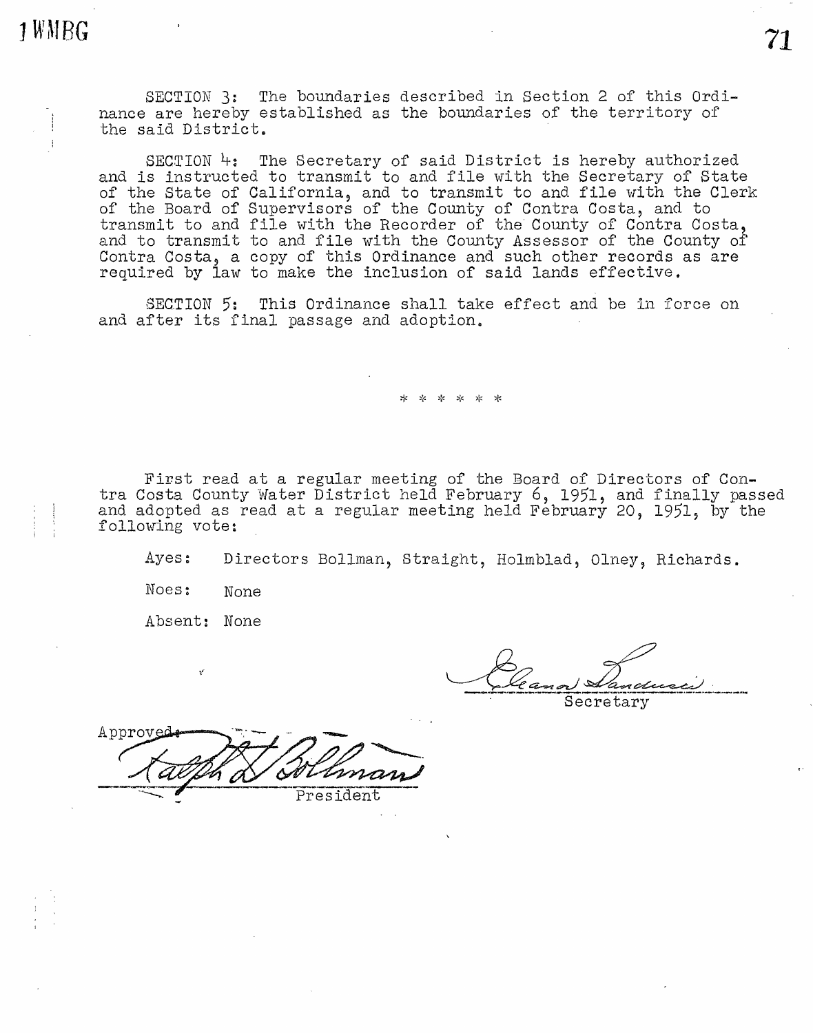SECTION 3: The boundaries described in Section 2 of this Ordinance are hereby established as the boundaries of the territory of the said District.

SECTION 4: The Secretary of said District is hereby authorized and is instructed to transmit to and file with the Secretary of State of the State of California, and to transmit to and file with the Clerk of the Board of Supervisors of the County of Contra Costa, and to transmit to and file with the Recorder of the County of Contra Costa, and to transmit to and file with the County Assessor of the County of Contra Costa, a copy of this Ordinance and such other records as are required by law to make the inclusion of said lands effective.

SECTION 5: This Ordinance shall take effect and be in force on and after its final passage and adoption.

* * * * * *

First read at a regular meeting of the Board of Directors of Contra Costa County Water District held February 6, 1951, and finally passed and adopted as read at a regular meeting held February 20, 1951, by the following vote:

Ayes: Directors Bollman, Straight, Holmblad, Olney, Richards.

Noes: None

Absent: None

Eleanor Landucci
Secretary

Approved:
Ralph L. Bollman
President